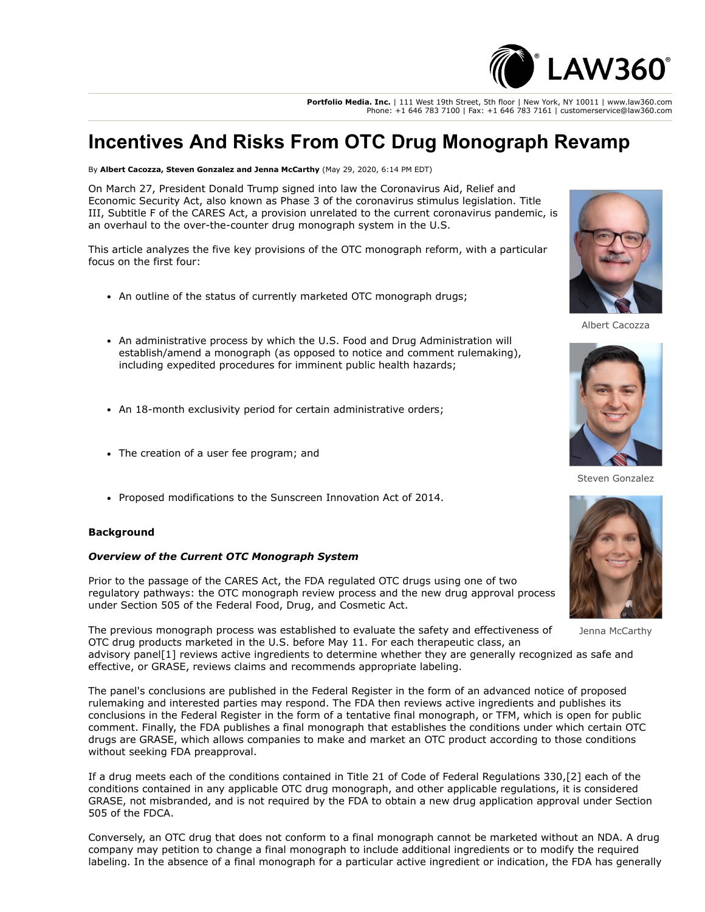# Incentives And Risks From OTC Drug Monograph Revamp

By **Albert Cacozza, Steven Gonzalez and Jenna McCarthy** (May 29, 2020, 6:14 PM EDT)

On March 27, President Donald Trump signed into law the Coronavirus Aid, Relief and Economic Security Act, also known as Phase 3 of the coronavirus stimulus legislation. Title III, Subtitle F of the CARES Act, a provision unrelated to the current coronavirus pandemic, is an overhaul to the over-the-counter drug monograph system in the U.S.

This article analyzes the five key provisions of the OTC monograph reform, with a particular focus on the first four:

- An outline of the status of currently marketed OTC monograph drugs;
- An administrative process by which the U.S. Food and Drug Administration will establish/amend a monograph (as opposed to notice and comment rulemaking), including expedited procedures for imminent public health hazards;
- An 18-month exclusivity period for certain administrative orders;
- The creation of a user fee program; and
- Proposed modifications to the Sunscreen Innovation Act of 2014.

Albert Cacozza

Steven Gonzalez

Jenna McCarthy

**Background**

***Overview of the Current OTC Monograph System***

Prior to the passage of the CARES Act, the FDA regulated OTC drugs using one of two regulatory pathways: the OTC monograph review process and the new drug approval process under Section 505 of the Federal Food, Drug, and Cosmetic Act.

The previous monograph process was established to evaluate the safety and effectiveness of OTC drug products marketed in the U.S. before May 11. For each therapeutic class, an advisory panel[1] reviews active ingredients to determine whether they are generally recognized as safe and effective, or GRASE, reviews claims and recommends appropriate labeling.

The panel's conclusions are published in the Federal Register in the form of an advanced notice of proposed rulemaking and interested parties may respond. The FDA then reviews active ingredients and publishes its conclusions in the Federal Register in the form of a tentative final monograph, or TFM, which is open for public comment. Finally, the FDA publishes a final monograph that establishes the conditions under which certain OTC drugs are GRASE, which allows companies to make and market an OTC product according to those conditions without seeking FDA preapproval.

If a drug meets each of the conditions contained in Title 21 of Code of Federal Regulations 330,[2] each of the conditions contained in any applicable OTC drug monograph, and other applicable regulations, it is considered GRASE, not misbranded, and is not required by the FDA to obtain a new drug application approval under Section 505 of the FDCA.

Conversely, an OTC drug that does not conform to a final monograph cannot be marketed without an NDA. A drug company may petition to change a final monograph to include additional ingredients or to modify the required labeling. In the absence of a final monograph for a particular active ingredient or indication, the FDA has generally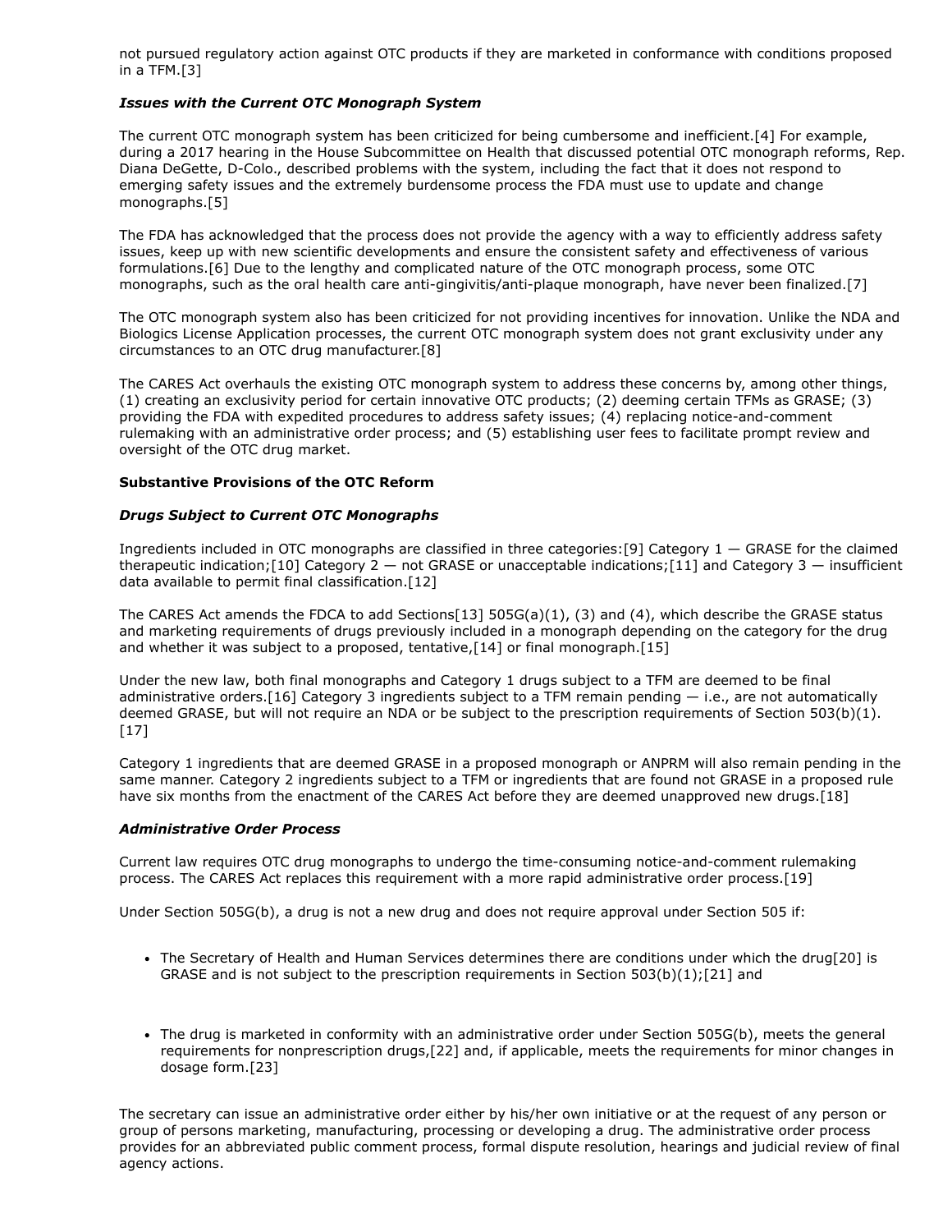not pursued regulatory action against OTC products if they are marketed in conformance with conditions proposed in a TFM.[3]

### *Issues with the Current OTC Monograph System*

The current OTC monograph system has been criticized for being cumbersome and inefficient.[4] For example, during a 2017 hearing in the House Subcommittee on Health that discussed potential OTC monograph reforms, Rep. Diana DeGette, D-Colo., described problems with the system, including the fact that it does not respond to emerging safety issues and the extremely burdensome process the FDA must use to update and change monographs.[5]

The FDA has acknowledged that the process does not provide the agency with a way to efficiently address safety issues, keep up with new scientific developments and ensure the consistent safety and effectiveness of various formulations.[6] Due to the lengthy and complicated nature of the OTC monograph process, some OTC monographs, such as the oral health care anti-gingivitis/anti-plaque monograph, have never been finalized.[7]

The OTC monograph system also has been criticized for not providing incentives for innovation. Unlike the NDA and Biologics License Application processes, the current OTC monograph system does not grant exclusivity under any circumstances to an OTC drug manufacturer.[8]

The CARES Act overhauls the existing OTC monograph system to address these concerns by, among other things, (1) creating an exclusivity period for certain innovative OTC products; (2) deeming certain TFMs as GRASE; (3) providing the FDA with expedited procedures to address safety issues; (4) replacing notice-and-comment rulemaking with an administrative order process; and (5) establishing user fees to facilitate prompt review and oversight of the OTC drug market.

## Substantive Provisions of the OTC Reform

### *Drugs Subject to Current OTC Monographs*

Ingredients included in OTC monographs are classified in three categories:[9] Category 1 — GRASE for the claimed therapeutic indication;[10] Category 2 — not GRASE or unacceptable indications;[11] and Category 3 — insufficient data available to permit final classification.[12]

The CARES Act amends the FDCA to add Sections[13] 505G(a)(1), (3) and (4), which describe the GRASE status and marketing requirements of drugs previously included in a monograph depending on the category for the drug and whether it was subject to a proposed, tentative,[14] or final monograph.[15]

Under the new law, both final monographs and Category 1 drugs subject to a TFM are deemed to be final administrative orders.[16] Category 3 ingredients subject to a TFM remain pending — i.e., are not automatically deemed GRASE, but will not require an NDA or be subject to the prescription requirements of Section 503(b)(1).[17]

Category 1 ingredients that are deemed GRASE in a proposed monograph or ANPRM will also remain pending in the same manner. Category 2 ingredients subject to a TFM or ingredients that are found not GRASE in a proposed rule have six months from the enactment of the CARES Act before they are deemed unapproved new drugs.[18]

### *Administrative Order Process*

Current law requires OTC drug monographs to undergo the time-consuming notice-and-comment rulemaking process. The CARES Act replaces this requirement with a more rapid administrative order process.[19]

Under Section 505G(b), a drug is not a new drug and does not require approval under Section 505 if:

- The Secretary of Health and Human Services determines there are conditions under which the drug[20] is GRASE and is not subject to the prescription requirements in Section 503(b)(1);[21] and
- The drug is marketed in conformity with an administrative order under Section 505G(b), meets the general requirements for nonprescription drugs,[22] and, if applicable, meets the requirements for minor changes in dosage form.[23]

The secretary can issue an administrative order either by his/her own initiative or at the request of any person or group of persons marketing, manufacturing, processing or developing a drug. The administrative order process provides for an abbreviated public comment process, formal dispute resolution, hearings and judicial review of final agency actions.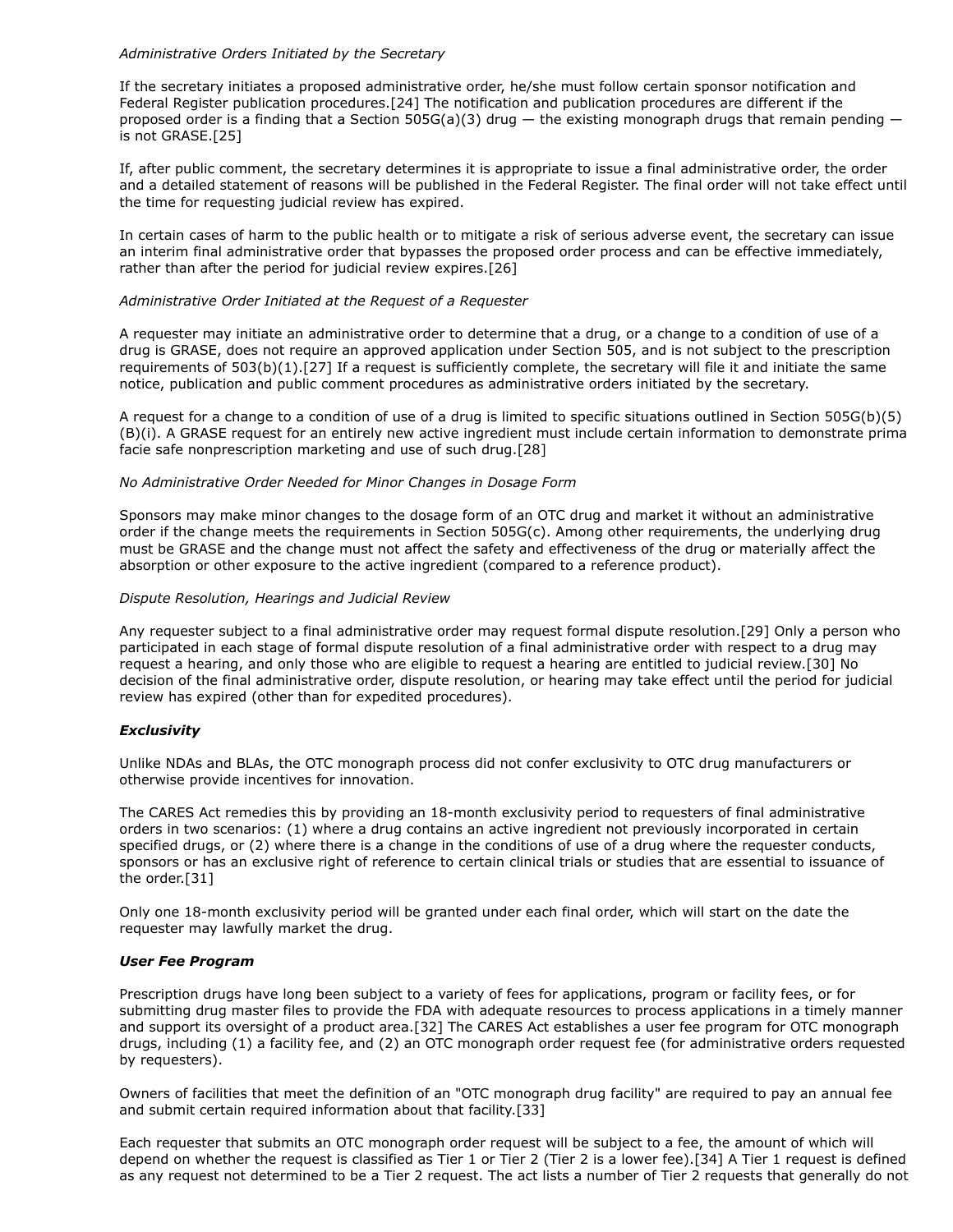*Administrative Orders Initiated by the Secretary*

If the secretary initiates a proposed administrative order, he/she must follow certain sponsor notification and Federal Register publication procedures.[24] The notification and publication procedures are different if the proposed order is a finding that a Section 505G(a)(3) drug — the existing monograph drugs that remain pending — is not GRASE.[25]

If, after public comment, the secretary determines it is appropriate to issue a final administrative order, the order and a detailed statement of reasons will be published in the Federal Register. The final order will not take effect until the time for requesting judicial review has expired.

In certain cases of harm to the public health or to mitigate a risk of serious adverse event, the secretary can issue an interim final administrative order that bypasses the proposed order process and can be effective immediately, rather than after the period for judicial review expires.[26]

*Administrative Order Initiated at the Request of a Requester*

A requester may initiate an administrative order to determine that a drug, or a change to a condition of use of a drug is GRASE, does not require an approved application under Section 505, and is not subject to the prescription requirements of 503(b)(1).[27] If a request is sufficiently complete, the secretary will file it and initiate the same notice, publication and public comment procedures as administrative orders initiated by the secretary.

A request for a change to a condition of use of a drug is limited to specific situations outlined in Section 505G(b)(5)(B)(i). A GRASE request for an entirely new active ingredient must include certain information to demonstrate prima facie safe nonprescription marketing and use of such drug.[28]

*No Administrative Order Needed for Minor Changes in Dosage Form*

Sponsors may make minor changes to the dosage form of an OTC drug and market it without an administrative order if the change meets the requirements in Section 505G(c). Among other requirements, the underlying drug must be GRASE and the change must not affect the safety and effectiveness of the drug or materially affect the absorption or other exposure to the active ingredient (compared to a reference product).

*Dispute Resolution, Hearings and Judicial Review*

Any requester subject to a final administrative order may request formal dispute resolution.[29] Only a person who participated in each stage of formal dispute resolution of a final administrative order with respect to a drug may request a hearing, and only those who are eligible to request a hearing are entitled to judicial review.[30] No decision of the final administrative order, dispute resolution, or hearing may take effect until the period for judicial review has expired (other than for expedited procedures).

***Exclusivity***

Unlike NDAs and BLAs, the OTC monograph process did not confer exclusivity to OTC drug manufacturers or otherwise provide incentives for innovation.

The CARES Act remedies this by providing an 18-month exclusivity period to requesters of final administrative orders in two scenarios: (1) where a drug contains an active ingredient not previously incorporated in certain specified drugs, or (2) where there is a change in the conditions of use of a drug where the requester conducts, sponsors or has an exclusive right of reference to certain clinical trials or studies that are essential to issuance of the order.[31]

Only one 18-month exclusivity period will be granted under each final order, which will start on the date the requester may lawfully market the drug.

***User Fee Program***

Prescription drugs have long been subject to a variety of fees for applications, program or facility fees, or for submitting drug master files to provide the FDA with adequate resources to process applications in a timely manner and support its oversight of a product area.[32] The CARES Act establishes a user fee program for OTC monograph drugs, including (1) a facility fee, and (2) an OTC monograph order request fee (for administrative orders requested by requesters).

Owners of facilities that meet the definition of an "OTC monograph drug facility" are required to pay an annual fee and submit certain required information about that facility.[33]

Each requester that submits an OTC monograph order request will be subject to a fee, the amount of which will depend on whether the request is classified as Tier 1 or Tier 2 (Tier 2 is a lower fee).[34] A Tier 1 request is defined as any request not determined to be a Tier 2 request. The act lists a number of Tier 2 requests that generally do not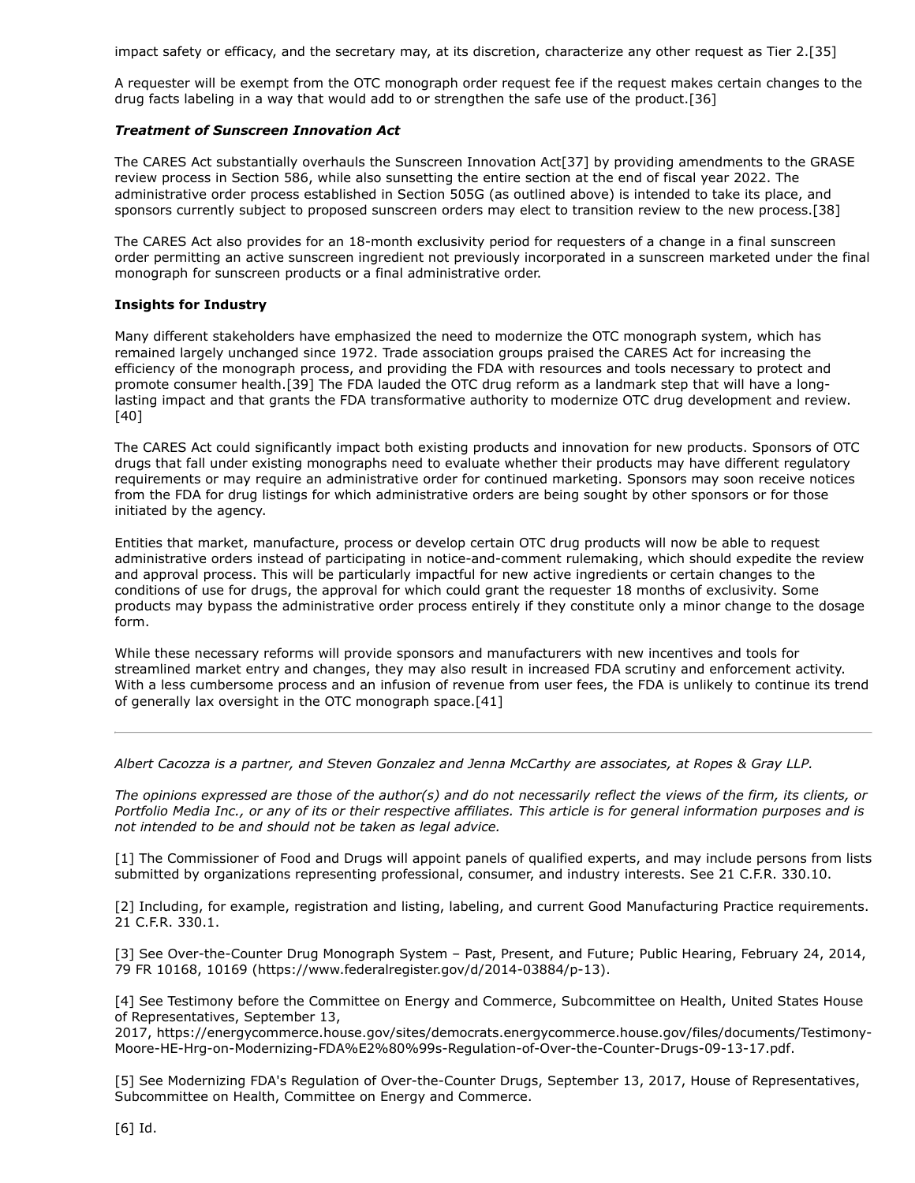impact safety or efficacy, and the secretary may, at its discretion, characterize any other request as Tier 2.[35]

A requester will be exempt from the OTC monograph order request fee if the request makes certain changes to the drug facts labeling in a way that would add to or strengthen the safe use of the product.[36]

***Treatment of Sunscreen Innovation Act***

The CARES Act substantially overhauls the Sunscreen Innovation Act[37] by providing amendments to the GRASE review process in Section 586, while also sunsetting the entire section at the end of fiscal year 2022. The administrative order process established in Section 505G (as outlined above) is intended to take its place, and sponsors currently subject to proposed sunscreen orders may elect to transition review to the new process.[38]

The CARES Act also provides for an 18-month exclusivity period for requesters of a change in a final sunscreen order permitting an active sunscreen ingredient not previously incorporated in a sunscreen marketed under the final monograph for sunscreen products or a final administrative order.

**Insights for Industry**

Many different stakeholders have emphasized the need to modernize the OTC monograph system, which has remained largely unchanged since 1972. Trade association groups praised the CARES Act for increasing the efficiency of the monograph process, and providing the FDA with resources and tools necessary to protect and promote consumer health.[39] The FDA lauded the OTC drug reform as a landmark step that will have a long-lasting impact and that grants the FDA transformative authority to modernize OTC drug development and review.[40]

The CARES Act could significantly impact both existing products and innovation for new products. Sponsors of OTC drugs that fall under existing monographs need to evaluate whether their products may have different regulatory requirements or may require an administrative order for continued marketing. Sponsors may soon receive notices from the FDA for drug listings for which administrative orders are being sought by other sponsors or for those initiated by the agency.

Entities that market, manufacture, process or develop certain OTC drug products will now be able to request administrative orders instead of participating in notice-and-comment rulemaking, which should expedite the review and approval process. This will be particularly impactful for new active ingredients or certain changes to the conditions of use for drugs, the approval for which could grant the requester 18 months of exclusivity. Some products may bypass the administrative order process entirely if they constitute only a minor change to the dosage form.

While these necessary reforms will provide sponsors and manufacturers with new incentives and tools for streamlined market entry and changes, they may also result in increased FDA scrutiny and enforcement activity. With a less cumbersome process and an infusion of revenue from user fees, the FDA is unlikely to continue its trend of generally lax oversight in the OTC monograph space.[41]

---

*Albert Cacozza is a partner, and Steven Gonzalez and Jenna McCarthy are associates, at Ropes & Gray LLP.*

*The opinions expressed are those of the author(s) and do not necessarily reflect the views of the firm, its clients, or Portfolio Media Inc., or any of its or their respective affiliates. This article is for general information purposes and is not intended to be and should not be taken as legal advice.*

[1] The Commissioner of Food and Drugs will appoint panels of qualified experts, and may include persons from lists submitted by organizations representing professional, consumer, and industry interests. See 21 C.F.R. 330.10.

[2] Including, for example, registration and listing, labeling, and current Good Manufacturing Practice requirements. 21 C.F.R. 330.1.

[3] See Over-the-Counter Drug Monograph System – Past, Present, and Future; Public Hearing, February 24, 2014, 79 FR 10168, 10169 (https://www.federalregister.gov/d/2014-03884/p-13).

[4] See Testimony before the Committee on Energy and Commerce, Subcommittee on Health, United States House of Representatives, September 13, 2017, https://energycommerce.house.gov/sites/democrats.energycommerce.house.gov/files/documents/Testimony-Moore-HE-Hrg-on-Modernizing-FDA%E2%80%99s-Regulation-of-Over-the-Counter-Drugs-09-13-17.pdf.

[5] See Modernizing FDA's Regulation of Over-the-Counter Drugs, September 13, 2017, House of Representatives, Subcommittee on Health, Committee on Energy and Commerce.

[6] Id.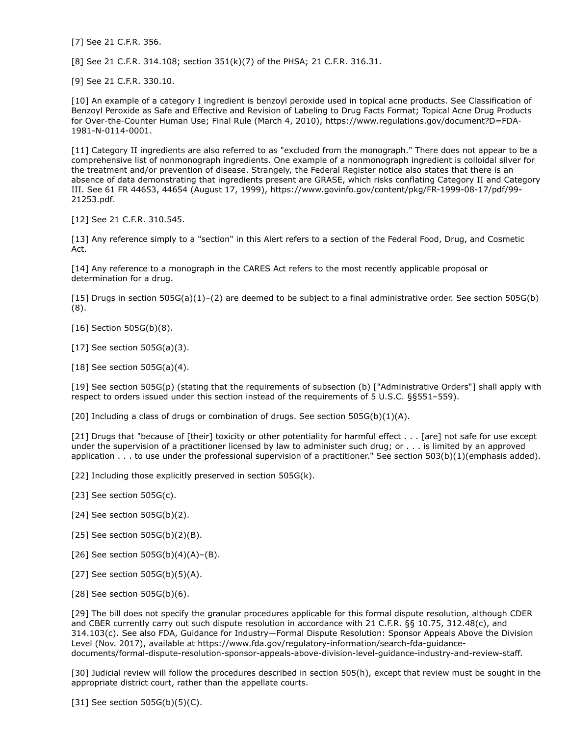[7] See 21 C.F.R. 356.

[8] See 21 C.F.R. 314.108; section 351(k)(7) of the PHSA; 21 C.F.R. 316.31.

[9] See 21 C.F.R. 330.10.

[10] An example of a category I ingredient is benzoyl peroxide used in topical acne products. See Classification of Benzoyl Peroxide as Safe and Effective and Revision of Labeling to Drug Facts Format; Topical Acne Drug Products for Over-the-Counter Human Use; Final Rule (March 4, 2010), https://www.regulations.gov/document?D=FDA-1981-N-0114-0001.

[11] Category II ingredients are also referred to as "excluded from the monograph." There does not appear to be a comprehensive list of nonmonograph ingredients. One example of a nonmonograph ingredient is colloidal silver for the treatment and/or prevention of disease. Strangely, the Federal Register notice also states that there is an absence of data demonstrating that ingredients present are GRASE, which risks conflating Category II and Category III. See 61 FR 44653, 44654 (August 17, 1999), https://www.govinfo.gov/content/pkg/FR-1999-08-17/pdf/99-21253.pdf.

[12] See 21 C.F.R. 310.545.

[13] Any reference simply to a "section" in this Alert refers to a section of the Federal Food, Drug, and Cosmetic Act.

[14] Any reference to a monograph in the CARES Act refers to the most recently applicable proposal or determination for a drug.

[15] Drugs in section 505G(a)(1)–(2) are deemed to be subject to a final administrative order. See section 505G(b)(8).

[16] Section 505G(b)(8).

[17] See section 505G(a)(3).

[18] See section 505G(a)(4).

[19] See section 505G(p) (stating that the requirements of subsection (b) ["Administrative Orders"] shall apply with respect to orders issued under this section instead of the requirements of 5 U.S.C. §§551–559).

[20] Including a class of drugs or combination of drugs. See section 505G(b)(1)(A).

[21] Drugs that "because of [their] toxicity or other potentiality for harmful effect . . . [are] not safe for use except under the supervision of a practitioner licensed by law to administer such drug; or . . . is limited by an approved application . . . to use under the professional supervision of a practitioner." See section 503(b)(1)(emphasis added).

[22] Including those explicitly preserved in section 505G(k).

[23] See section 505G(c).

[24] See section 505G(b)(2).

[25] See section 505G(b)(2)(B).

[26] See section 505G(b)(4)(A)–(B).

[27] See section 505G(b)(5)(A).

[28] See section 505G(b)(6).

[29] The bill does not specify the granular procedures applicable for this formal dispute resolution, although CDER and CBER currently carry out such dispute resolution in accordance with 21 C.F.R. §§ 10.75, 312.48(c), and 314.103(c). See also FDA, Guidance for Industry—Formal Dispute Resolution: Sponsor Appeals Above the Division Level (Nov. 2017), available at https://www.fda.gov/regulatory-information/search-fda-guidance-documents/formal-dispute-resolution-sponsor-appeals-above-division-level-guidance-industry-and-review-staff.

[30] Judicial review will follow the procedures described in section 505(h), except that review must be sought in the appropriate district court, rather than the appellate courts.

[31] See section 505G(b)(5)(C).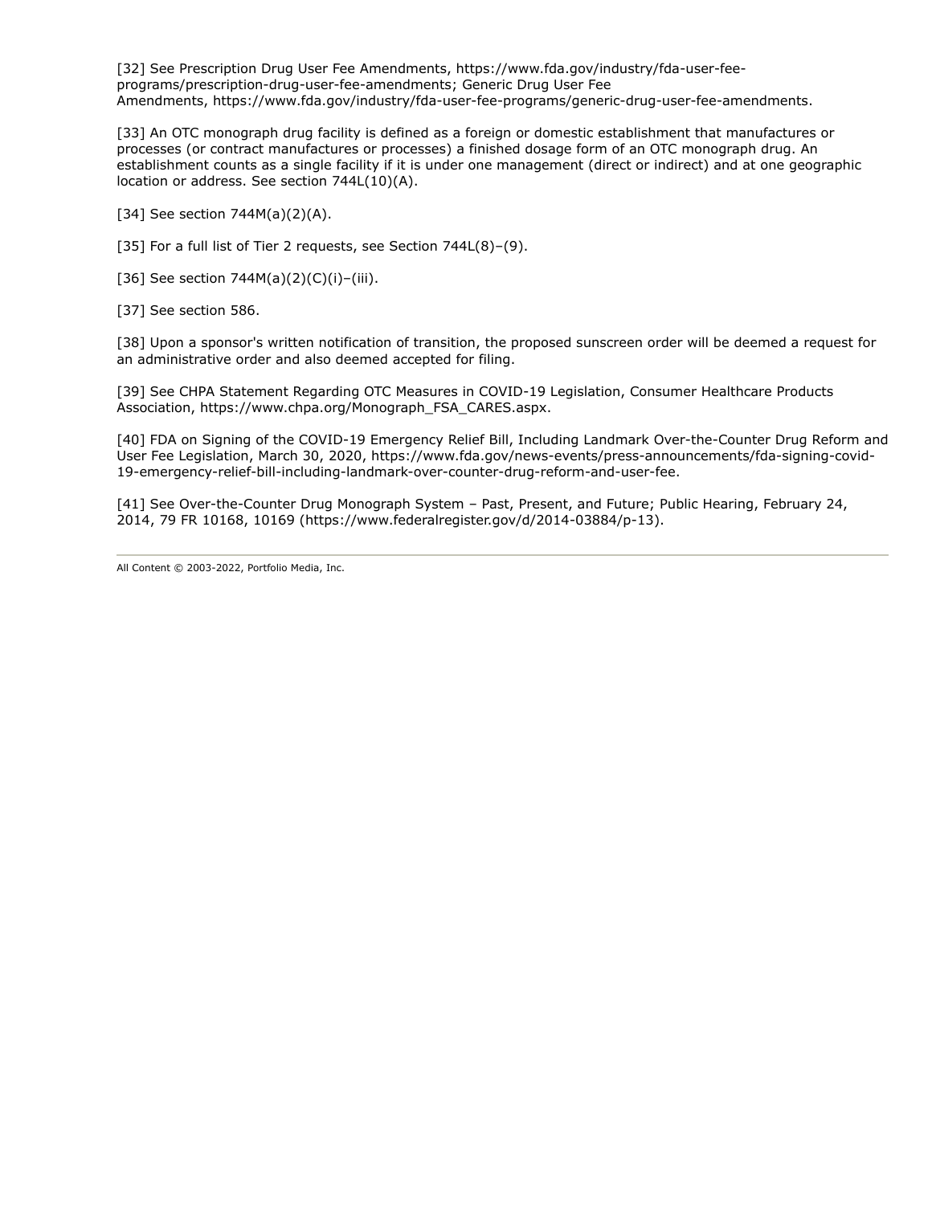[32] See Prescription Drug User Fee Amendments, https://www.fda.gov/industry/fda-user-fee-programs/prescription-drug-user-fee-amendments; Generic Drug User Fee Amendments, https://www.fda.gov/industry/fda-user-fee-programs/generic-drug-user-fee-amendments.

[33] An OTC monograph drug facility is defined as a foreign or domestic establishment that manufactures or processes (or contract manufactures or processes) a finished dosage form of an OTC monograph drug. An establishment counts as a single facility if it is under one management (direct or indirect) and at one geographic location or address. See section 744L(10)(A).

[34] See section 744M(a)(2)(A).

[35] For a full list of Tier 2 requests, see Section 744L(8)–(9).

[36] See section 744M(a)(2)(C)(i)–(iii).

[37] See section 586.

[38] Upon a sponsor's written notification of transition, the proposed sunscreen order will be deemed a request for an administrative order and also deemed accepted for filing.

[39] See CHPA Statement Regarding OTC Measures in COVID-19 Legislation, Consumer Healthcare Products Association, https://www.chpa.org/Monograph_FSA_CARES.aspx.

[40] FDA on Signing of the COVID-19 Emergency Relief Bill, Including Landmark Over-the-Counter Drug Reform and User Fee Legislation, March 30, 2020, https://www.fda.gov/news-events/press-announcements/fda-signing-covid-19-emergency-relief-bill-including-landmark-over-counter-drug-reform-and-user-fee.

[41] See Over-the-Counter Drug Monograph System – Past, Present, and Future; Public Hearing, February 24, 2014, 79 FR 10168, 10169 (https://www.federalregister.gov/d/2014-03884/p-13).

All Content © 2003-2022, Portfolio Media, Inc.